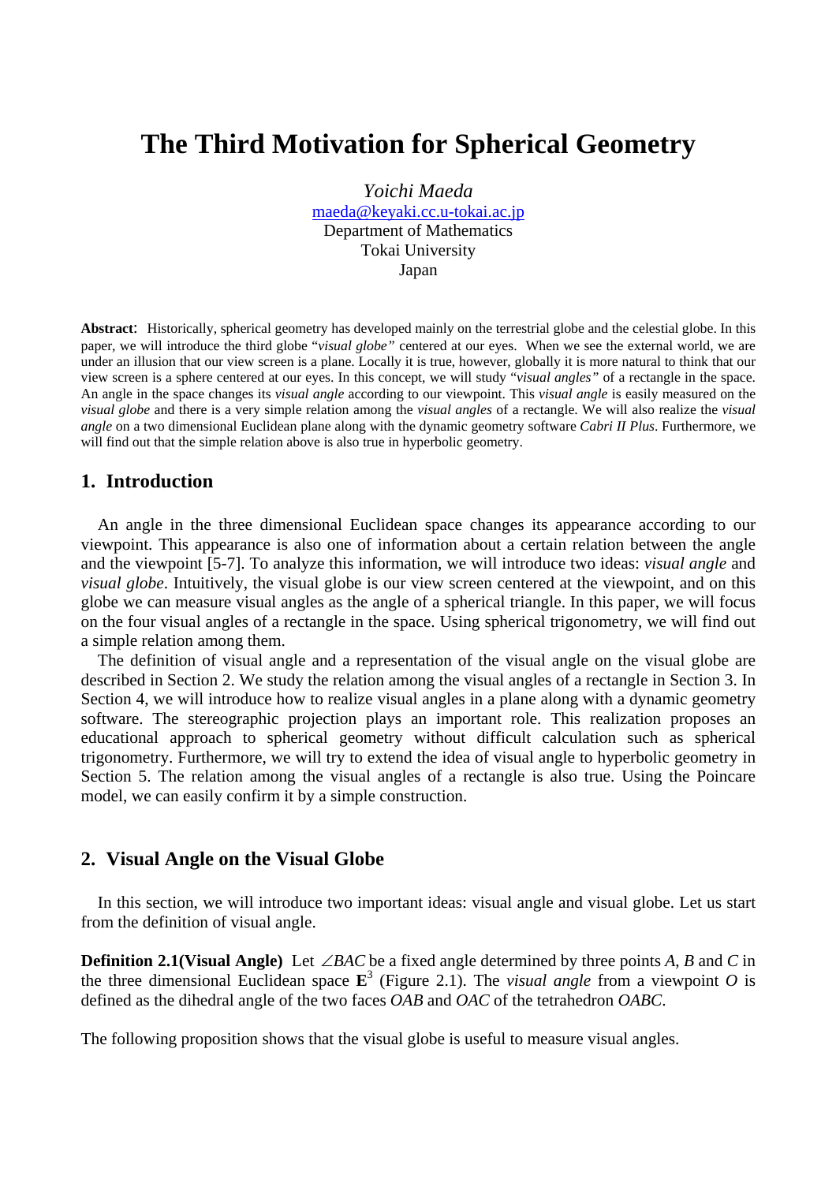# The Third Motivation for Spherical Geometry

*Yoichi Maeda*
maeda@keyaki.cc.u-tokai.ac.jp
Department of Mathematics
Tokai University
Japan

**Abstract**: Historically, spherical geometry has developed mainly on the terrestrial globe and the celestial globe. In this paper, we will introduce the third globe "*visual globe*" centered at our eyes. When we see the external world, we are under an illusion that our view screen is a plane. Locally it is true, however, globally it is more natural to think that our view screen is a sphere centered at our eyes. In this concept, we will study "*visual angles*" of a rectangle in the space. An angle in the space changes its *visual angle* according to our viewpoint. This *visual angle* is easily measured on the *visual globe* and there is a very simple relation among the *visual angles* of a rectangle. We will also realize the *visual angle* on a two dimensional Euclidean plane along with the dynamic geometry software *Cabri II Plus*. Furthermore, we will find out that the simple relation above is also true in hyperbolic geometry.

## 1. Introduction

An angle in the three dimensional Euclidean space changes its appearance according to our viewpoint. This appearance is also one of information about a certain relation between the angle and the viewpoint [5-7]. To analyze this information, we will introduce two ideas: *visual angle* and *visual globe*. Intuitively, the visual globe is our view screen centered at the viewpoint, and on this globe we can measure visual angles as the angle of a spherical triangle. In this paper, we will focus on the four visual angles of a rectangle in the space. Using spherical trigonometry, we will find out a simple relation among them.

The definition of visual angle and a representation of the visual angle on the visual globe are described in Section 2. We study the relation among the visual angles of a rectangle in Section 3. In Section 4, we will introduce how to realize visual angles in a plane along with a dynamic geometry software. The stereographic projection plays an important role. This realization proposes an educational approach to spherical geometry without difficult calculation such as spherical trigonometry. Furthermore, we will try to extend the idea of visual angle to hyperbolic geometry in Section 5. The relation among the visual angles of a rectangle is also true. Using the Poincare model, we can easily confirm it by a simple construction.

## 2. Visual Angle on the Visual Globe

In this section, we will introduce two important ideas: visual angle and visual globe. Let us start from the definition of visual angle.

**Definition 2.1(Visual Angle)** Let $\angle BAC$ be a fixed angle determined by three points *A*, *B* and *C* in the three dimensional Euclidean space $\mathbf{E}^3$ (Figure 2.1). The *visual angle* from a viewpoint *O* is defined as the dihedral angle of the two faces *OAB* and *OAC* of the tetrahedron *OABC*.

The following proposition shows that the visual globe is useful to measure visual angles.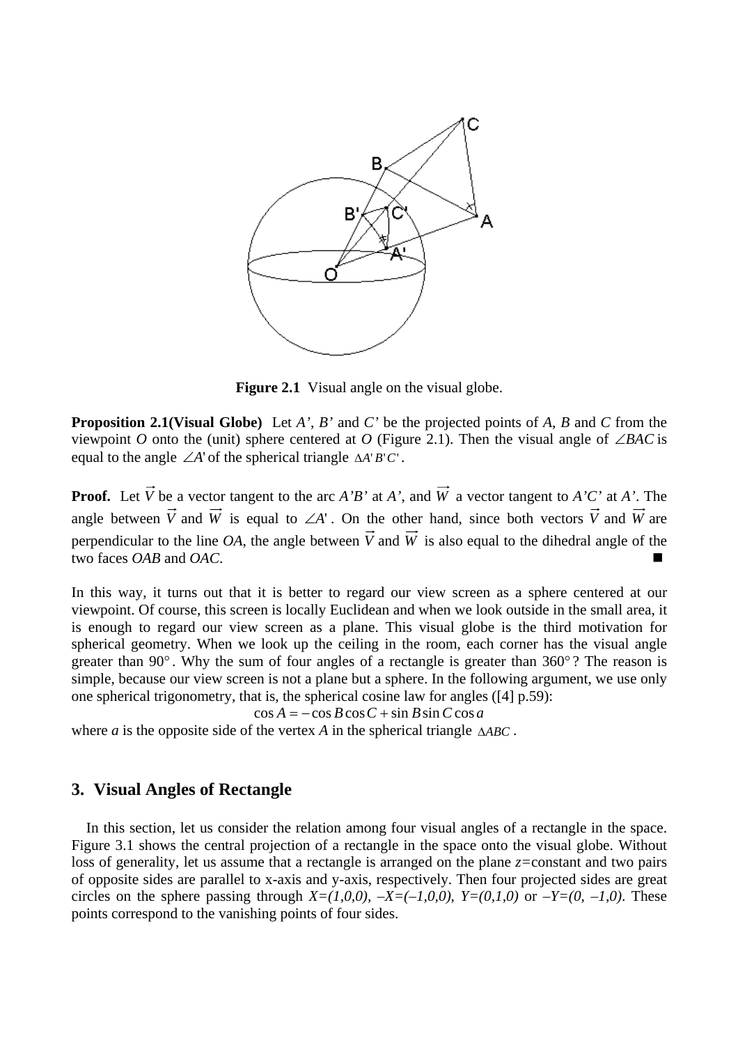**Figure 2.1** Visual angle on the visual globe.

**Proposition 2.1(Visual Globe)** Let *A'*, *B'* and *C'* be the projected points of *A*, *B* and *C* from the viewpoint *O* onto the (unit) sphere centered at *O* (Figure 2.1). Then the visual angle of $\angle BAC$ is equal to the angle $\angle A'$ of the spherical triangle $\Delta A'B'C'$.

**Proof.** Let $\vec{V}$ be a vector tangent to the arc *A'B'* at *A'*, and $\vec{W}$ a vector tangent to *A'C'* at *A'*. The angle between $\vec{V}$ and $\vec{W}$ is equal to $\angle A'$. On the other hand, since both vectors $\vec{V}$ and $\vec{W}$ are perpendicular to the line *OA*, the angle between $\vec{V}$ and $\vec{W}$ is also equal to the dihedral angle of the two faces *OAB* and *OAC*. ■

In this way, it turns out that it is better to regard our view screen as a sphere centered at our viewpoint. Of course, this screen is locally Euclidean and when we look outside in the small area, it is enough to regard our view screen as a plane. This visual globe is the third motivation for spherical geometry. When we look up the ceiling in the room, each corner has the visual angle greater than $90°$. Why the sum of four angles of a rectangle is greater than $360°$? The reason is simple, because our view screen is not a plane but a sphere. In the following argument, we use only one spherical trigonometry, that is, the spherical cosine law for angles ([4] p.59):

$$\cos A = -\cos B \cos C + \sin B \sin C \cos a$$

where *a* is the opposite side of the vertex *A* in the spherical triangle $\Delta ABC$.

## 3. Visual Angles of Rectangle

In this section, let us consider the relation among four visual angles of a rectangle in the space. Figure 3.1 shows the central projection of a rectangle in the space onto the visual globe. Without loss of generality, let us assume that a rectangle is arranged on the plane *z*=constant and two pairs of opposite sides are parallel to x-axis and y-axis, respectively. Then four projected sides are great circles on the sphere passing through $X=(1,0,0)$, $-X=(-1,0,0)$, $Y=(0,1,0)$ or $-Y=(0,-1,0)$. These points correspond to the vanishing points of four sides.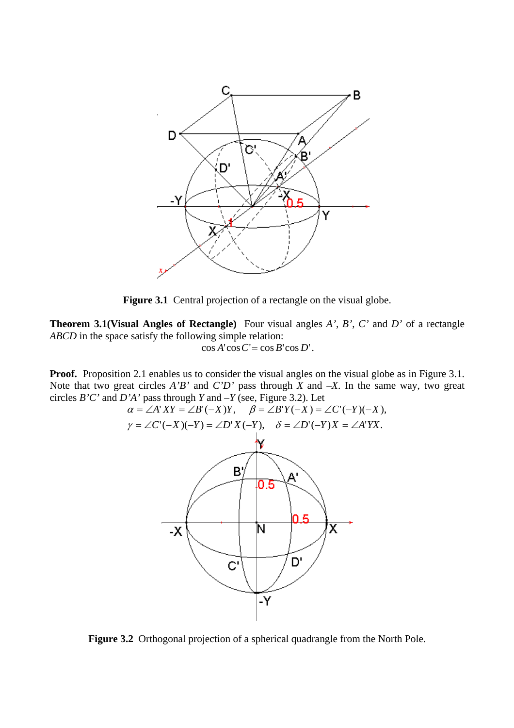**Figure 3.1** Central projection of a rectangle on the visual globe.

**Theorem 3.1(Visual Angles of Rectangle)** Four visual angles *A'*, *B'*, *C'* and *D'* of a rectangle *ABCD* in the space satisfy the following simple relation:

$$\cos A'\cos C' = \cos B'\cos D'.$$

**Proof.** Proposition 2.1 enables us to consider the visual angles on the visual globe as in Figure 3.1. Note that two great circles *A'B'* and *C'D'* pass through *X* and *–X*. In the same way, two great circles *B'C'* and *D'A'* pass through *Y* and *–Y* (see, Figure 3.2). Let

$$\alpha = \angle A'XY = \angle B'(-X)Y, \quad \beta = \angle B'Y(-X) = \angle C'(-Y)(-X),$$

$$\gamma = \angle C'(-X)(-Y) = \angle D'X(-Y), \quad \delta = \angle D'(-Y)X = \angle A'YX.$$

**Figure 3.2** Orthogonal projection of a spherical quadrangle from the North Pole.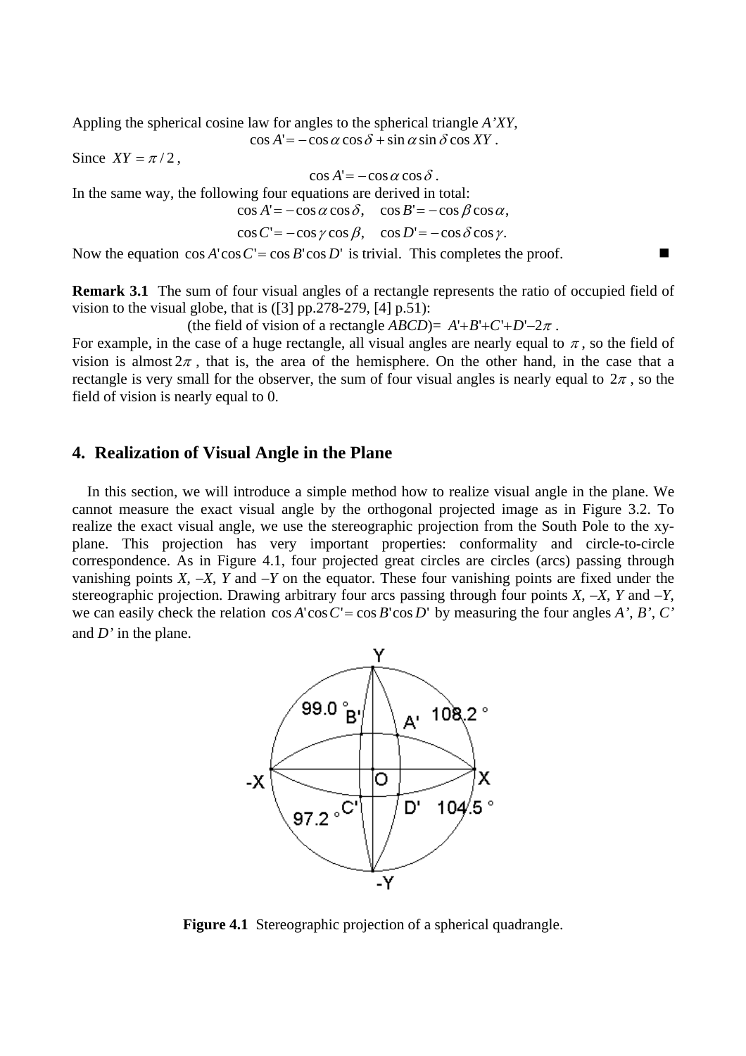Appling the spherical cosine law for angles to the spherical triangle $A'XY$,

$$\cos A' = -\cos\alpha\cos\delta + \sin\alpha\sin\delta\cos XY .$$

Since $XY = \pi/2$,

$$\cos A' = -\cos\alpha\cos\delta .$$

In the same way, the following four equations are derived in total:

$$\cos A' = -\cos\alpha\cos\delta, \quad \cos B' = -\cos\beta\cos\alpha,$$

$$\cos C' = -\cos\gamma\cos\beta, \quad \cos D' = -\cos\delta\cos\gamma.$$

Now the equation $\cos A'\cos C' = \cos B'\cos D'$ is trivial. This completes the proof. ■

**Remark 3.1** The sum of four visual angles of a rectangle represents the ratio of occupied field of vision to the visual globe, that is ([3] pp.278-279, [4] p.51):

(the field of vision of a rectangle $ABCD$)= $A'+B'+C'+D'-2\pi$ .

For example, in the case of a huge rectangle, all visual angles are nearly equal to $\pi$, so the field of vision is almost $2\pi$, that is, the area of the hemisphere. On the other hand, in the case that a rectangle is very small for the observer, the sum of four visual angles is nearly equal to $2\pi$, so the field of vision is nearly equal to 0.

## 4. Realization of Visual Angle in the Plane

In this section, we will introduce a simple method how to realize visual angle in the plane. We cannot measure the exact visual angle by the orthogonal projected image as in Figure 3.2. To realize the exact visual angle, we use the stereographic projection from the South Pole to the xy-plane. This projection has very important properties: conformality and circle-to-circle correspondence. As in Figure 4.1, four projected great circles are circles (arcs) passing through vanishing points $X$, $-X$, $Y$ and $-Y$ on the equator. These four vanishing points are fixed under the stereographic projection. Drawing arbitrary four arcs passing through four points $X$, $-X$, $Y$ and $-Y$, we can easily check the relation $\cos A'\cos C' = \cos B'\cos D'$ by measuring the four angles $A'$, $B'$, $C'$ and $D'$ in the plane.

**Figure 4.1** Stereographic projection of a spherical quadrangle.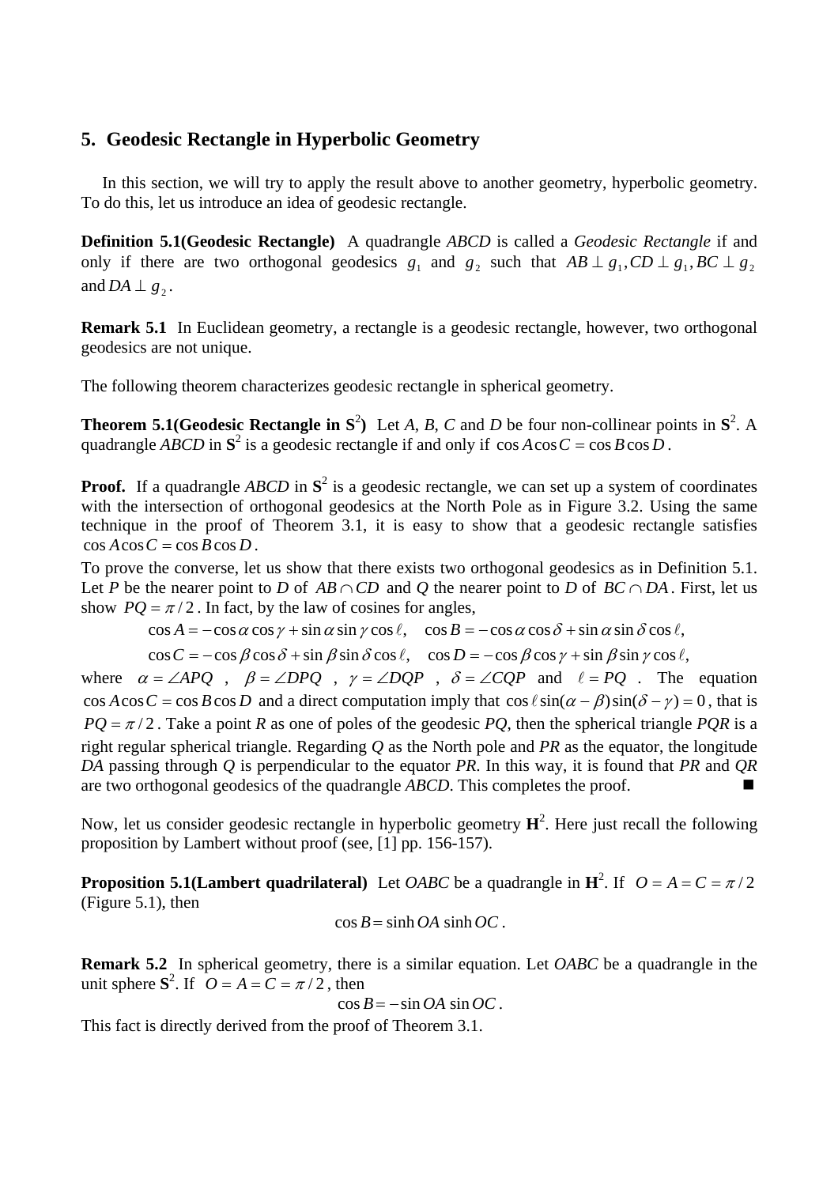## 5. Geodesic Rectangle in Hyperbolic Geometry

In this section, we will try to apply the result above to another geometry, hyperbolic geometry. To do this, let us introduce an idea of geodesic rectangle.

**Definition 5.1(Geodesic Rectangle)** A quadrangle *ABCD* is called a *Geodesic Rectangle* if and only if there are two orthogonal geodesics $g_1$ and $g_2$ such that $AB \perp g_1, CD \perp g_1, BC \perp g_2$ and $DA \perp g_2$.

**Remark 5.1** In Euclidean geometry, a rectangle is a geodesic rectangle, however, two orthogonal geodesics are not unique.

The following theorem characterizes geodesic rectangle in spherical geometry.

**Theorem 5.1(Geodesic Rectangle in $\mathbf{S}^2$)** Let *A*, *B*, *C* and *D* be four non-collinear points in $\mathbf{S}^2$. A quadrangle *ABCD* in $\mathbf{S}^2$ is a geodesic rectangle if and only if $\cos A \cos C = \cos B \cos D$.

**Proof.** If a quadrangle *ABCD* in $\mathbf{S}^2$ is a geodesic rectangle, we can set up a system of coordinates with the intersection of orthogonal geodesics at the North Pole as in Figure 3.2. Using the same technique in the proof of Theorem 3.1, it is easy to show that a geodesic rectangle satisfies $\cos A \cos C = \cos B \cos D$.

To prove the converse, let us show that there exists two orthogonal geodesics as in Definition 5.1. Let *P* be the nearer point to *D* of $AB \cap CD$ and *Q* the nearer point to *D* of $BC \cap DA$. First, let us show $PQ = \pi/2$. In fact, by the law of cosines for angles,

$$\cos A = -\cos\alpha\cos\gamma + \sin\alpha\sin\gamma\cos\ell, \quad \cos B = -\cos\alpha\cos\delta + \sin\alpha\sin\delta\cos\ell,$$

$$\cos C = -\cos\beta\cos\delta + \sin\beta\sin\delta\cos\ell, \quad \cos D = -\cos\beta\cos\gamma + \sin\beta\sin\gamma\cos\ell,$$

where $\alpha = \angle APQ$ , $\beta = \angle DPQ$ , $\gamma = \angle DQP$ , $\delta = \angle CQP$ and $\ell = PQ$ . The equation $\cos A \cos C = \cos B \cos D$ and a direct computation imply that $\cos\ell \sin(\alpha - \beta)\sin(\delta - \gamma) = 0$, that is $PQ = \pi/2$. Take a point *R* as one of poles of the geodesic *PQ*, then the spherical triangle *PQR* is a right regular spherical triangle. Regarding *Q* as the North pole and *PR* as the equator, the longitude *DA* passing through *Q* is perpendicular to the equator *PR*. In this way, it is found that *PR* and *QR* are two orthogonal geodesics of the quadrangle *ABCD*. This completes the proof. ■

Now, let us consider geodesic rectangle in hyperbolic geometry $\mathbf{H}^2$. Here just recall the following proposition by Lambert without proof (see, [1] pp. 156-157).

**Proposition 5.1(Lambert quadrilateral)** Let *OABC* be a quadrangle in $\mathbf{H}^2$. If $O = A = C = \pi/2$ (Figure 5.1), then

$$\cos B = \sinh OA \sinh OC.$$

**Remark 5.2** In spherical geometry, there is a similar equation. Let *OABC* be a quadrangle in the unit sphere $\mathbf{S}^2$. If $O = A = C = \pi/2$, then

$$\cos B = -\sin OA \sin OC.$$

This fact is directly derived from the proof of Theorem 3.1.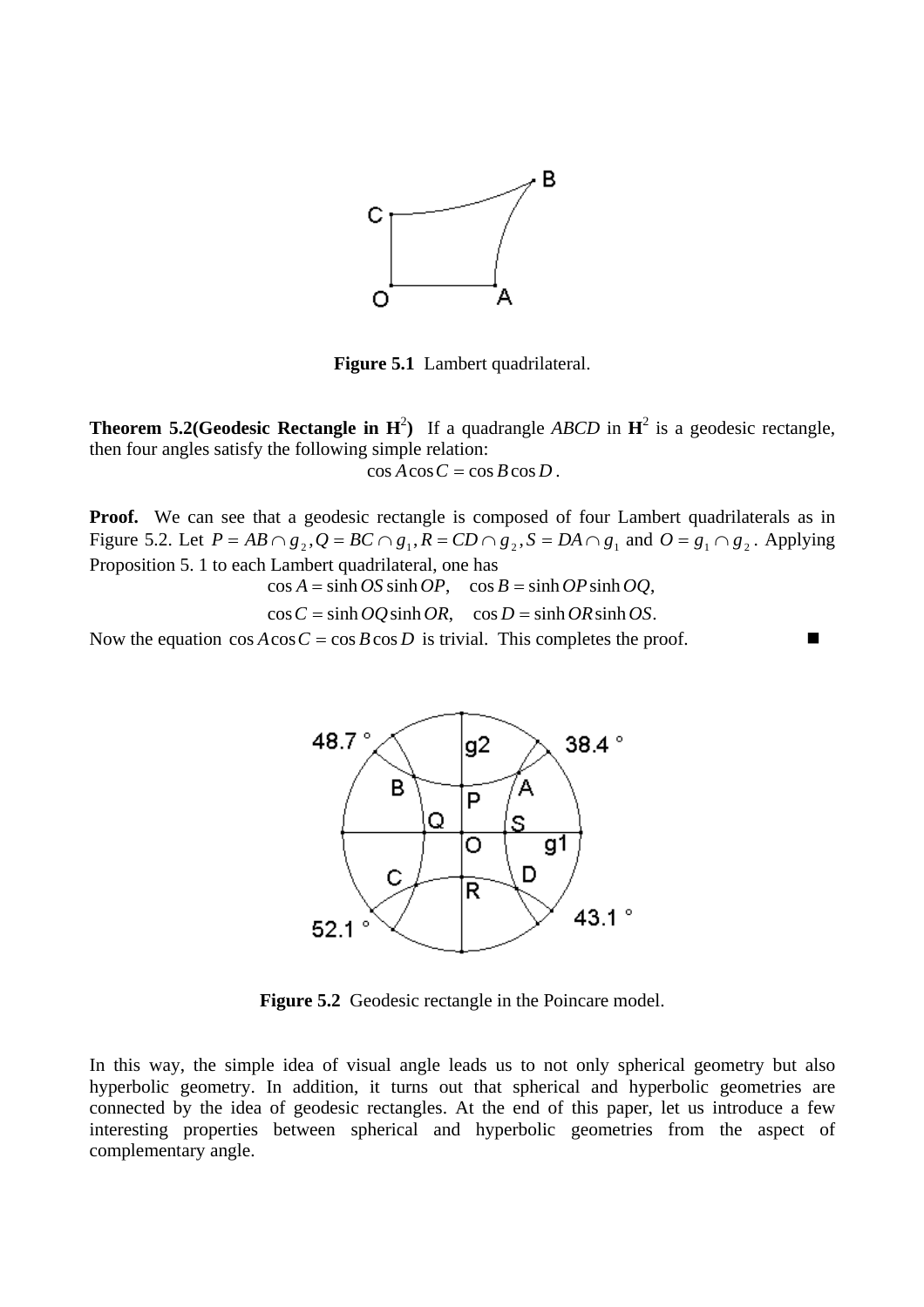**Figure 5.1** Lambert quadrilateral.

**Theorem 5.2(Geodesic Rectangle in $\mathbf{H}^2$)** If a quadrangle *ABCD* in $\mathbf{H}^2$ is a geodesic rectangle, then four angles satisfy the following simple relation:

$$\cos A \cos C = \cos B \cos D.$$

**Proof.** We can see that a geodesic rectangle is composed of four Lambert quadrilaterals as in Figure 5.2. Let $P = AB \cap g_2, Q = BC \cap g_1, R = CD \cap g_2, S = DA \cap g_1$ and $O = g_1 \cap g_2$. Applying Proposition 5. 1 to each Lambert quadrilateral, one has

$$\cos A = \sinh OS \sinh OP, \quad \cos B = \sinh OP \sinh OQ,$$

$$\cos C = \sinh OQ \sinh OR, \quad \cos D = \sinh OR \sinh OS.$$

Now the equation $\cos A \cos C = \cos B \cos D$ is trivial. This completes the proof. ■

**Figure 5.2** Geodesic rectangle in the Poincare model.

In this way, the simple idea of visual angle leads us to not only spherical geometry but also hyperbolic geometry. In addition, it turns out that spherical and hyperbolic geometries are connected by the idea of geodesic rectangles. At the end of this paper, let us introduce a few interesting properties between spherical and hyperbolic geometries from the aspect of complementary angle.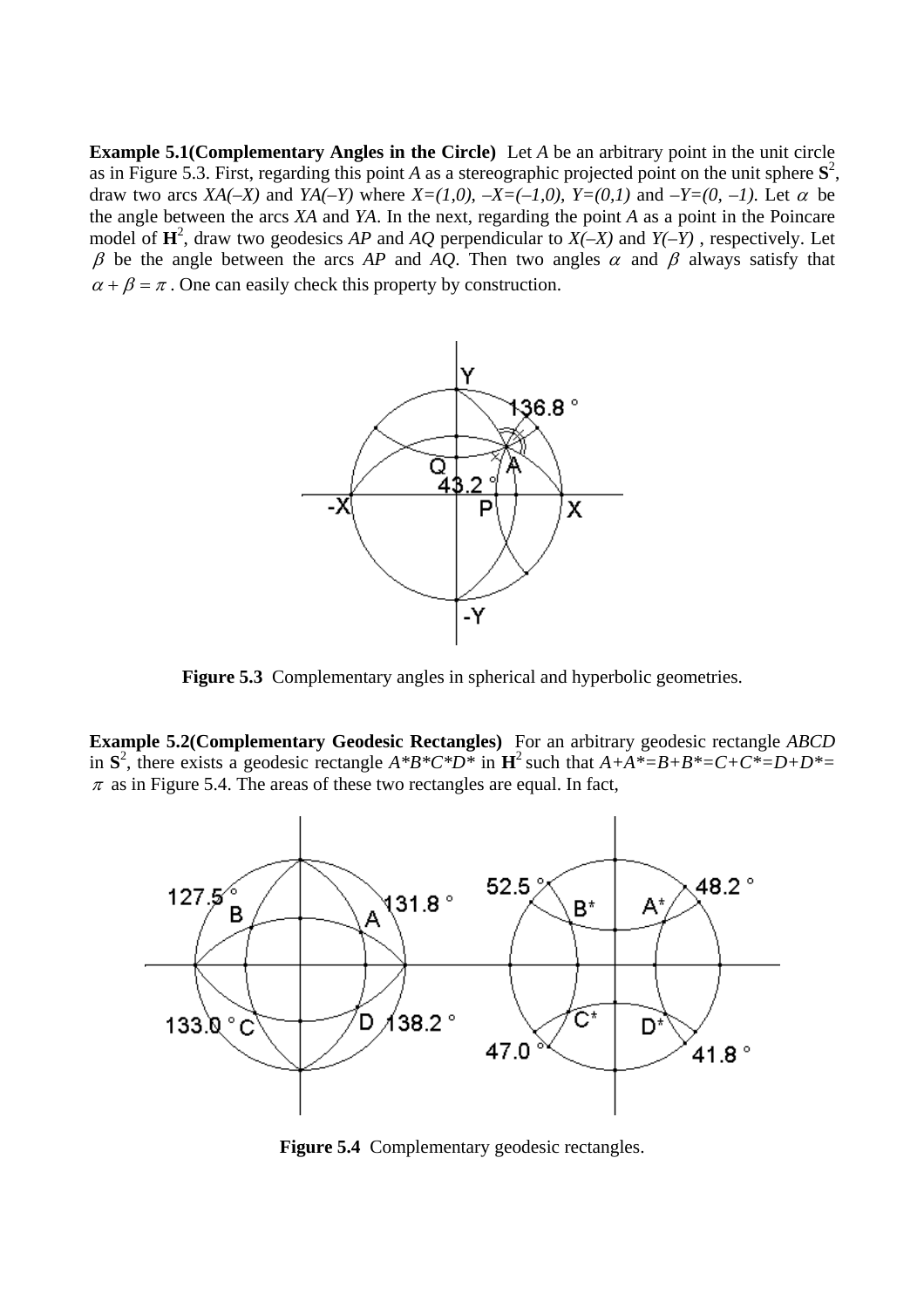**Example 5.1(Complementary Angles in the Circle)** Let $A$ be an arbitrary point in the unit circle as in Figure 5.3. First, regarding this point $A$ as a stereographic projected point on the unit sphere $\mathbf{S}^2$, draw two arcs $XA(-X)$ and $YA(-Y)$ where $X=(1,0)$, $-X=(-1,0)$, $Y=(0,1)$ and $-Y=(0,-1)$. Let $\alpha$ be the angle between the arcs $XA$ and $YA$. In the next, regarding the point $A$ as a point in the Poincare model of $\mathbf{H}^2$, draw two geodesics $AP$ and $AQ$ perpendicular to $X(-X)$ and $Y(-Y)$ , respectively. Let $\beta$ be the angle between the arcs $AP$ and $AQ$. Then two angles $\alpha$ and $\beta$ always satisfy that $\alpha + \beta = \pi$ . One can easily check this property by construction.

**Figure 5.3** Complementary angles in spherical and hyperbolic geometries.

**Example 5.2(Complementary Geodesic Rectangles)** For an arbitrary geodesic rectangle $ABCD$ in $\mathbf{S}^2$, there exists a geodesic rectangle $A^*B^*C^*D^*$ in $\mathbf{H}^2$ such that $A+A^*=B+B^*=C+C^*=D+D^*=\pi$ as in Figure 5.4. The areas of these two rectangles are equal. In fact,

**Figure 5.4** Complementary geodesic rectangles.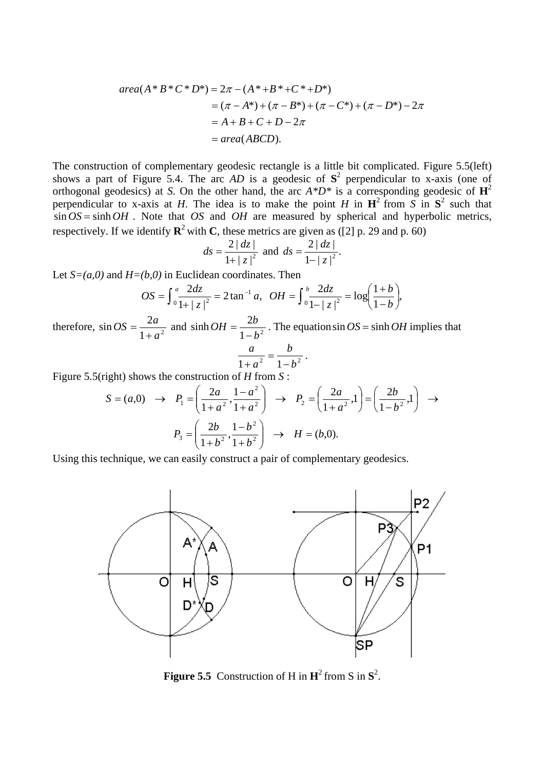$$
\begin{aligned}
area(A^*B^*C^*D^*) &= 2\pi - (A^* + B^* + C^* + D^*) \\
&= (\pi - A^*) + (\pi - B^*) + (\pi - C^*) + (\pi - D^*) - 2\pi \\
&= A + B + C + D - 2\pi \\
&= area(ABCD).
\end{aligned}
$$

The construction of complementary geodesic rectangle is a little bit complicated. Figure 5.5(left) shows a part of Figure 5.4. The arc *AD* is a geodesic of $\mathbf{S}^2$ perpendicular to x-axis (one of orthogonal geodesics) at *S*. On the other hand, the arc *A\*D\** is a corresponding geodesic of $\mathbf{H}^2$ perpendicular to x-axis at *H*. The idea is to make the point *H* in $\mathbf{H}^2$ from *S* in $\mathbf{S}^2$ such that $\sin OS = \sinh OH$ . Note that *OS* and *OH* are measured by spherical and hyperbolic metrics, respectively. If we identify $\mathbf{R}^2$ with $\mathbf{C}$, these metrics are given as ([2] p. 29 and p. 60)

$$
ds = \frac{2\,|\,dz\,|}{1+|\,z\,|^2} \text{ and } ds = \frac{2\,|\,dz\,|}{1-|\,z\,|^2}.
$$

Let *S=(a,0)* and *H=(b,0)* in Euclidean coordinates. Then

$$
OS = \int_0^a \frac{2dz}{1+|\,z\,|^2} = 2\tan^{-1} a, \quad OH = \int_0^b \frac{2dz}{1-|\,z\,|^2} = \log\left(\frac{1+b}{1-b}\right),
$$

therefore, $\sin OS = \dfrac{2a}{1+a^2}$ and $\sinh OH = \dfrac{2b}{1-b^2}$. The equation $\sin OS = \sinh OH$ implies that

$$
\frac{a}{1+a^2} = \frac{b}{1-b^2}.
$$

Figure 5.5(right) shows the construction of *H* from *S* :

$$
S = (a,0) \;\;\rightarrow\;\; P_1 = \left(\frac{2a}{1+a^2}, \frac{1-a^2}{1+a^2}\right) \;\;\rightarrow\;\; P_2 = \left(\frac{2a}{1+a^2}, 1\right) = \left(\frac{2b}{1-b^2}, 1\right) \;\;\rightarrow
$$

$$
P_3 = \left(\frac{2b}{1+b^2}, \frac{1-b^2}{1+b^2}\right) \;\;\rightarrow\;\; H = (b,0).
$$

Using this technique, we can easily construct a pair of complementary geodesics.

**Figure 5.5** Construction of H in $\mathbf{H}^2$ from S in $\mathbf{S}^2$.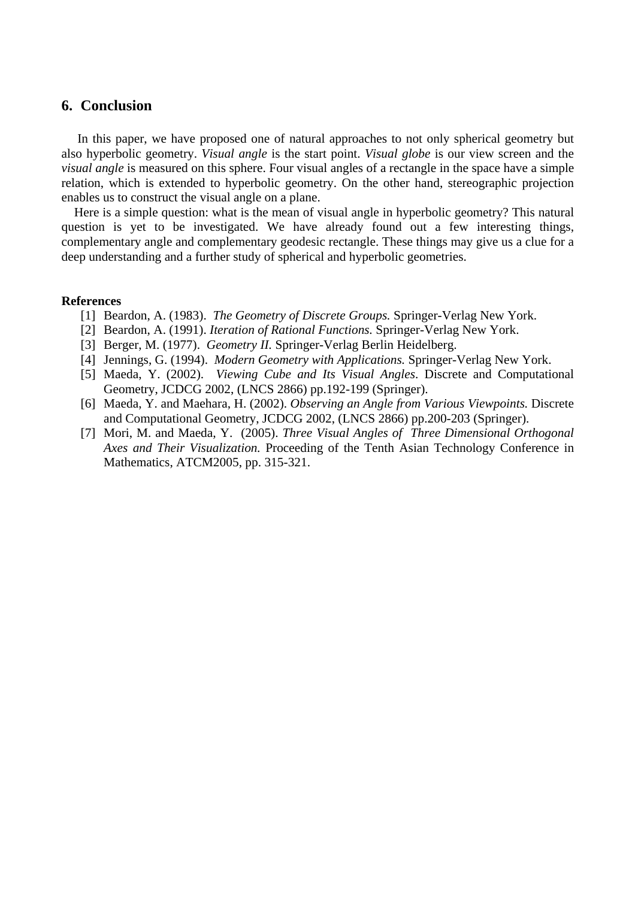## 6. Conclusion

In this paper, we have proposed one of natural approaches to not only spherical geometry but also hyperbolic geometry. *Visual angle* is the start point. *Visual globe* is our view screen and the *visual angle* is measured on this sphere. Four visual angles of a rectangle in the space have a simple relation, which is extended to hyperbolic geometry. On the other hand, stereographic projection enables us to construct the visual angle on a plane.

Here is a simple question: what is the mean of visual angle in hyperbolic geometry? This natural question is yet to be investigated. We have already found out a few interesting things, complementary angle and complementary geodesic rectangle. These things may give us a clue for a deep understanding and a further study of spherical and hyperbolic geometries.

**References**

[1] Beardon, A. (1983). *The Geometry of Discrete Groups.* Springer-Verlag New York.

[2] Beardon, A. (1991). *Iteration of Rational Functions.* Springer-Verlag New York.

[3] Berger, M. (1977). *Geometry II.* Springer-Verlag Berlin Heidelberg.

[4] Jennings, G. (1994). *Modern Geometry with Applications.* Springer-Verlag New York.

[5] Maeda, Y. (2002). *Viewing Cube and Its Visual Angles*. Discrete and Computational Geometry, JCDCG 2002, (LNCS 2866) pp.192-199 (Springer).

[6] Maeda, Y. and Maehara, H. (2002). *Observing an Angle from Various Viewpoints.* Discrete and Computational Geometry, JCDCG 2002, (LNCS 2866) pp.200-203 (Springer).

[7] Mori, M. and Maeda, Y. (2005). *Three Visual Angles of Three Dimensional Orthogonal Axes and Their Visualization.* Proceeding of the Tenth Asian Technology Conference in Mathematics, ATCM2005, pp. 315-321.